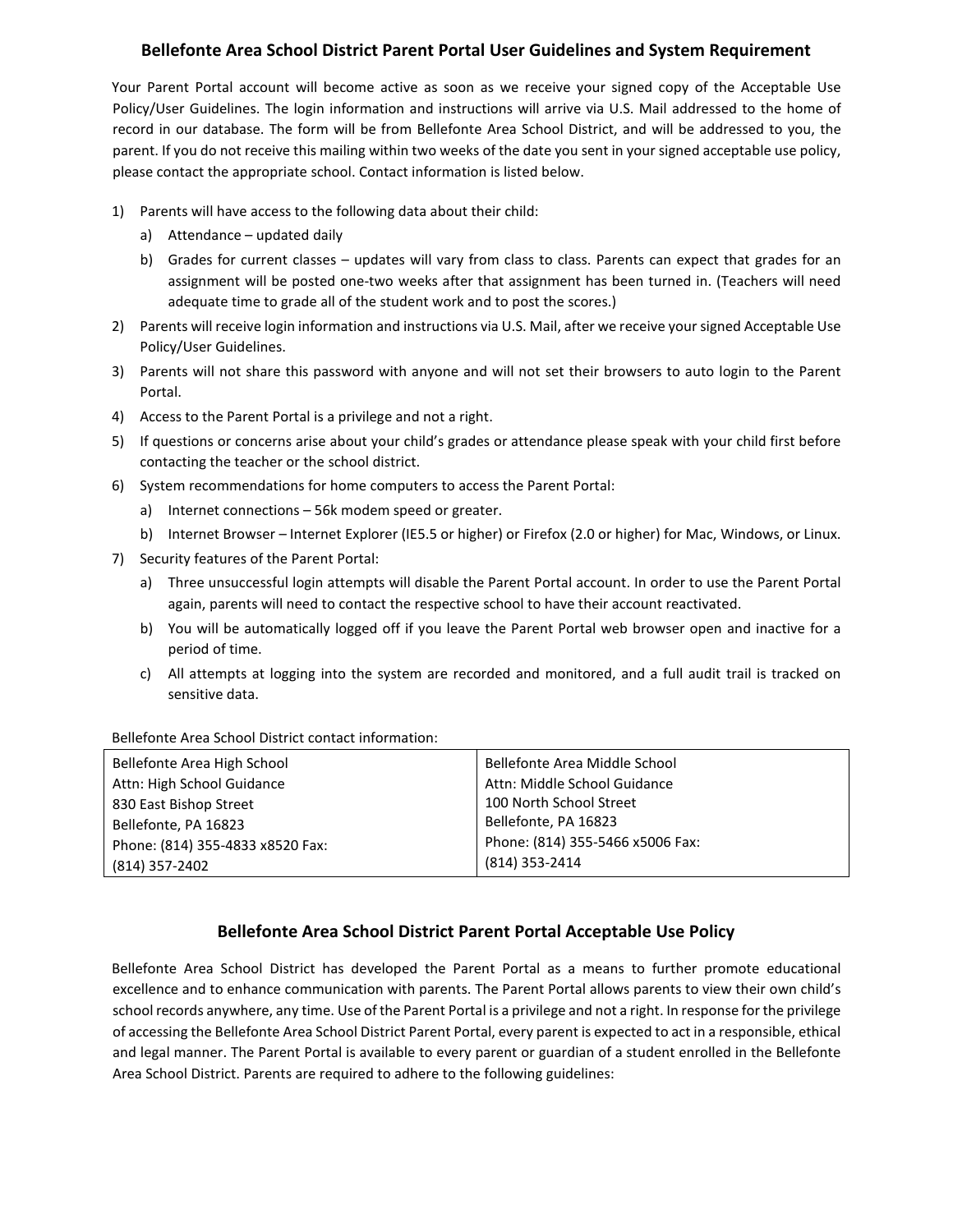## Bellefonte Area School District Parent Portal User Guidelines and System Requirement

Your Parent Portal account will become active as soon as we receive your signed copy of the Acceptable Use Policy/User Guidelines. The login information and instructions will arrive via U.S. Mail addressed to the home of record in our database. The form will be from Bellefonte Area School District, and will be addressed to you, the parent. If you do not receive this mailing within two weeks of the date you sent in your signed acceptable use policy, please contact the appropriate school. Contact information is listed below.

1) Parents will have access to the following data about their child:
   a) Attendance – updated daily
   b) Grades for current classes – updates will vary from class to class. Parents can expect that grades for an assignment will be posted one-two weeks after that assignment has been turned in. (Teachers will need adequate time to grade all of the student work and to post the scores.)
2) Parents will receive login information and instructions via U.S. Mail, after we receive your signed Acceptable Use Policy/User Guidelines.
3) Parents will not share this password with anyone and will not set their browsers to auto login to the Parent Portal.
4) Access to the Parent Portal is a privilege and not a right.
5) If questions or concerns arise about your child's grades or attendance please speak with your child first before contacting the teacher or the school district.
6) System recommendations for home computers to access the Parent Portal:
   a) Internet connections – 56k modem speed or greater.
   b) Internet Browser – Internet Explorer (IE5.5 or higher) or Firefox (2.0 or higher) for Mac, Windows, or Linux.
7) Security features of the Parent Portal:
   a) Three unsuccessful login attempts will disable the Parent Portal account. In order to use the Parent Portal again, parents will need to contact the respective school to have their account reactivated.
   b) You will be automatically logged off if you leave the Parent Portal web browser open and inactive for a period of time.
   c) All attempts at logging into the system are recorded and monitored, and a full audit trail is tracked on sensitive data.

Bellefonte Area School District contact information:

| Bellefonte Area High School | Bellefonte Area Middle School |
|---|---|
| Attn: High School Guidance<br>830 East Bishop Street<br>Bellefonte, PA 16823<br>Phone: (814) 355-4833 x8520 Fax: (814) 357-2402 | Attn: Middle School Guidance<br>100 North School Street<br>Bellefonte, PA 16823<br>Phone: (814) 355-5466 x5006 Fax: (814) 353-2414 |

## Bellefonte Area School District Parent Portal Acceptable Use Policy

Bellefonte Area School District has developed the Parent Portal as a means to further promote educational excellence and to enhance communication with parents. The Parent Portal allows parents to view their own child's school records anywhere, any time. Use of the Parent Portal is a privilege and not a right. In response for the privilege of accessing the Bellefonte Area School District Parent Portal, every parent is expected to act in a responsible, ethical and legal manner. The Parent Portal is available to every parent or guardian of a student enrolled in the Bellefonte Area School District. Parents are required to adhere to the following guidelines: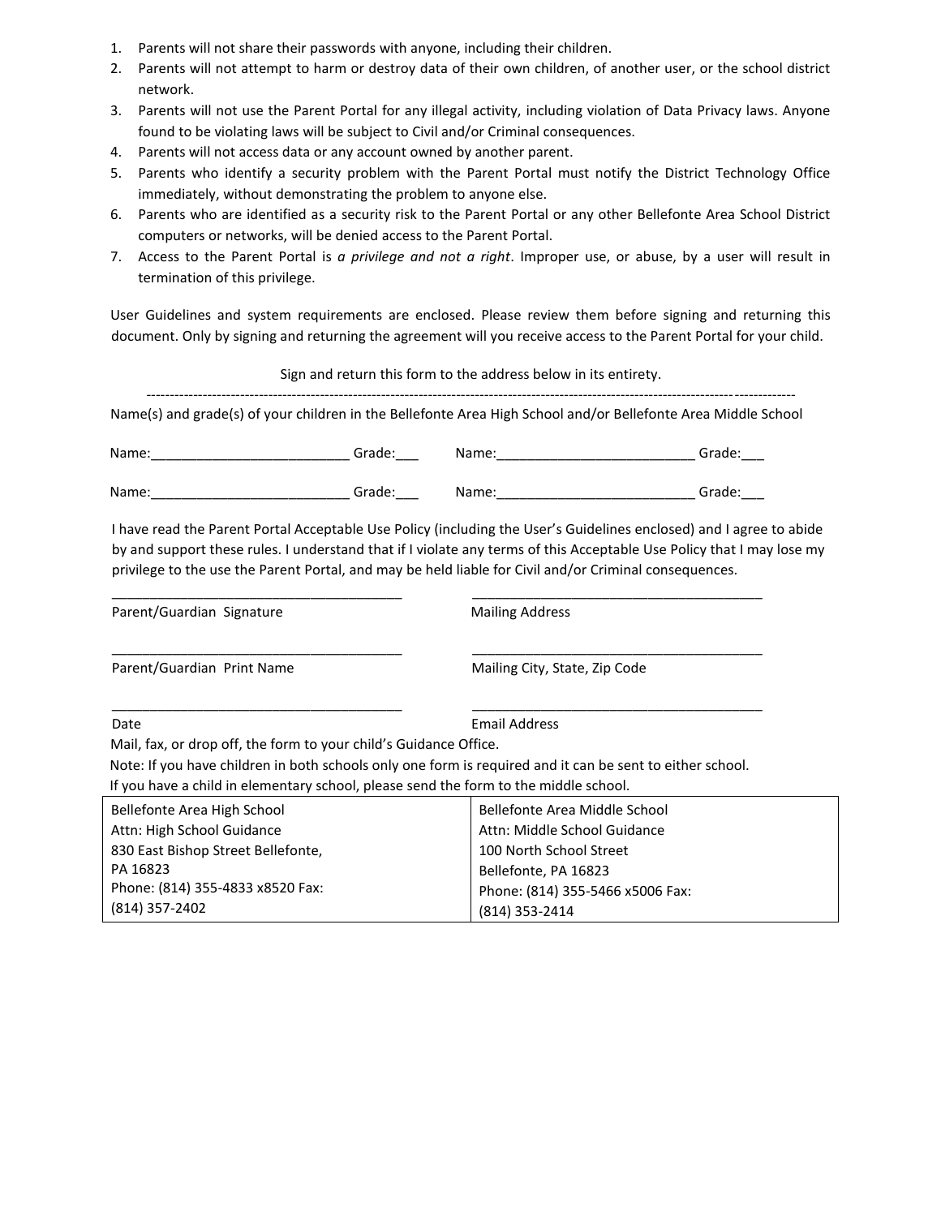1. Parents will not share their passwords with anyone, including their children.
2. Parents will not attempt to harm or destroy data of their own children, of another user, or the school district network.
3. Parents will not use the Parent Portal for any illegal activity, including violation of Data Privacy laws. Anyone found to be violating laws will be subject to Civil and/or Criminal consequences.
4. Parents will not access data or any account owned by another parent.
5. Parents who identify a security problem with the Parent Portal must notify the District Technology Office immediately, without demonstrating the problem to anyone else.
6. Parents who are identified as a security risk to the Parent Portal or any other Bellefonte Area School District computers or networks, will be denied access to the Parent Portal.
7. Access to the Parent Portal is *a privilege and not a right*. Improper use, or abuse, by a user will result in termination of this privilege.

User Guidelines and system requirements are enclosed. Please review them before signing and returning this document. Only by signing and returning the agreement will you receive access to the Parent Portal for your child.

Sign and return this form to the address below in its entirety.

---

Name(s) and grade(s) of your children in the Bellefonte Area High School and/or Bellefonte Area Middle School

Name:__________________________ Grade:___ Name:__________________________ Grade:___

Name:__________________________ Grade:___ Name:__________________________ Grade:___

I have read the Parent Portal Acceptable Use Policy (including the User's Guidelines enclosed) and I agree to abide by and support these rules. I understand that if I violate any terms of this Acceptable Use Policy that I may lose my privilege to the use the Parent Portal, and may be held liable for Civil and/or Criminal consequences.

______________________________________ Parent/Guardian Signature

______________________________________ Mailing Address

______________________________________ Parent/Guardian Print Name

______________________________________ Mailing City, State, Zip Code

______________________________________ Date

______________________________________ Email Address

Mail, fax, or drop off, the form to your child's Guidance Office.

Note: If you have children in both schools only one form is required and it can be sent to either school.

If you have a child in elementary school, please send the form to the middle school.

| | |
|---|---|
| Bellefonte Area High School<br>Attn: High School Guidance<br>830 East Bishop Street Bellefonte, PA 16823<br>Phone: (814) 355-4833 x8520 Fax: (814) 357-2402 | Bellefonte Area Middle School<br>Attn: Middle School Guidance<br>100 North School Street<br>Bellefonte, PA 16823<br>Phone: (814) 355-5466 x5006 Fax: (814) 353-2414 |